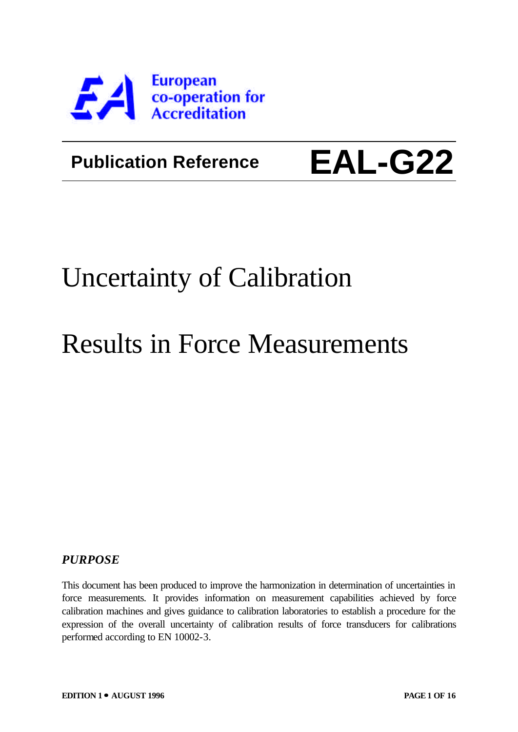European co-operation for Accreditation

**Publication Reference** **EAL-G22**

# Uncertainty of Calibration Results in Force Measurements

***PURPOSE***

This document has been produced to improve the harmonization in determination of uncertainties in force measurements. It provides information on measurement capabilities achieved by force calibration machines and gives guidance to calibration laboratories to establish a procedure for the expression of the overall uncertainty of calibration results of force transducers for calibrations performed according to EN 10002-3.

**EDITION 1 • AUGUST 1996**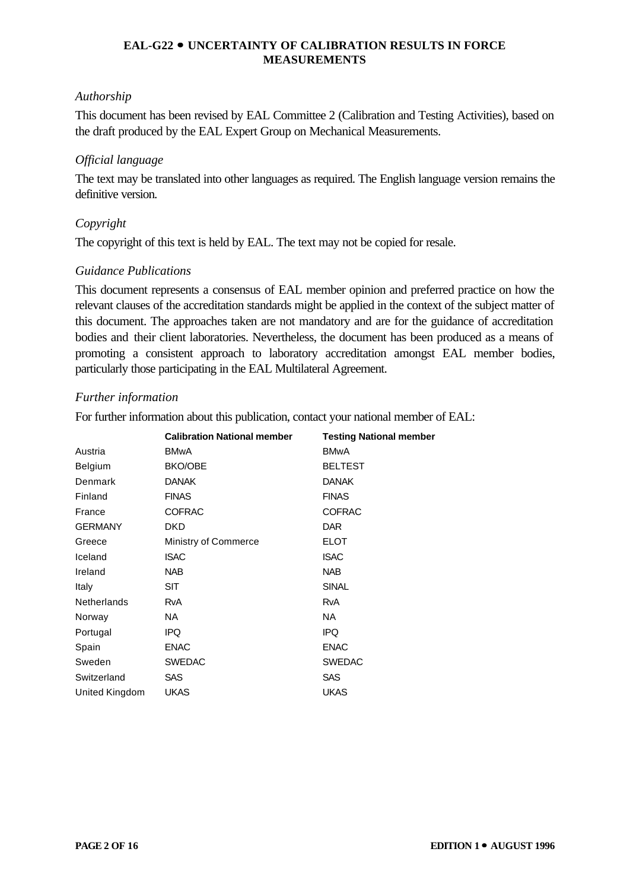*Authorship*

This document has been revised by EAL Committee 2 (Calibration and Testing Activities), based on the draft produced by the EAL Expert Group on Mechanical Measurements.

*Official language*

The text may be translated into other languages as required. The English language version remains the definitive version.

*Copyright*

The copyright of this text is held by EAL. The text may not be copied for resale.

*Guidance Publications*

This document represents a consensus of EAL member opinion and preferred practice on how the relevant clauses of the accreditation standards might be applied in the context of the subject matter of this document. The approaches taken are not mandatory and are for the guidance of accreditation bodies and their client laboratories. Nevertheless, the document has been produced as a means of promoting a consistent approach to laboratory accreditation amongst EAL member bodies, particularly those participating in the EAL Multilateral Agreement.

*Further information*

For further information about this publication, contact your national member of EAL:

| | **Calibration National member** | **Testing National member** |
|---|---|---|
| Austria | BMwA | BMwA |
| Belgium | BKO/OBE | BELTEST |
| Denmark | DANAK | DANAK |
| Finland | FINAS | FINAS |
| France | COFRAC | COFRAC |
| GERMANY | DKD | DAR |
| Greece | Ministry of Commerce | ELOT |
| Iceland | ISAC | ISAC |
| Ireland | NAB | NAB |
| Italy | SIT | SINAL |
| Netherlands | RvA | RvA |
| Norway | NA | NA |
| Portugal | IPQ | IPQ |
| Spain | ENAC | ENAC |
| Sweden | SWEDAC | SWEDAC |
| Switzerland | SAS | SAS |
| United Kingdom | UKAS | UKAS |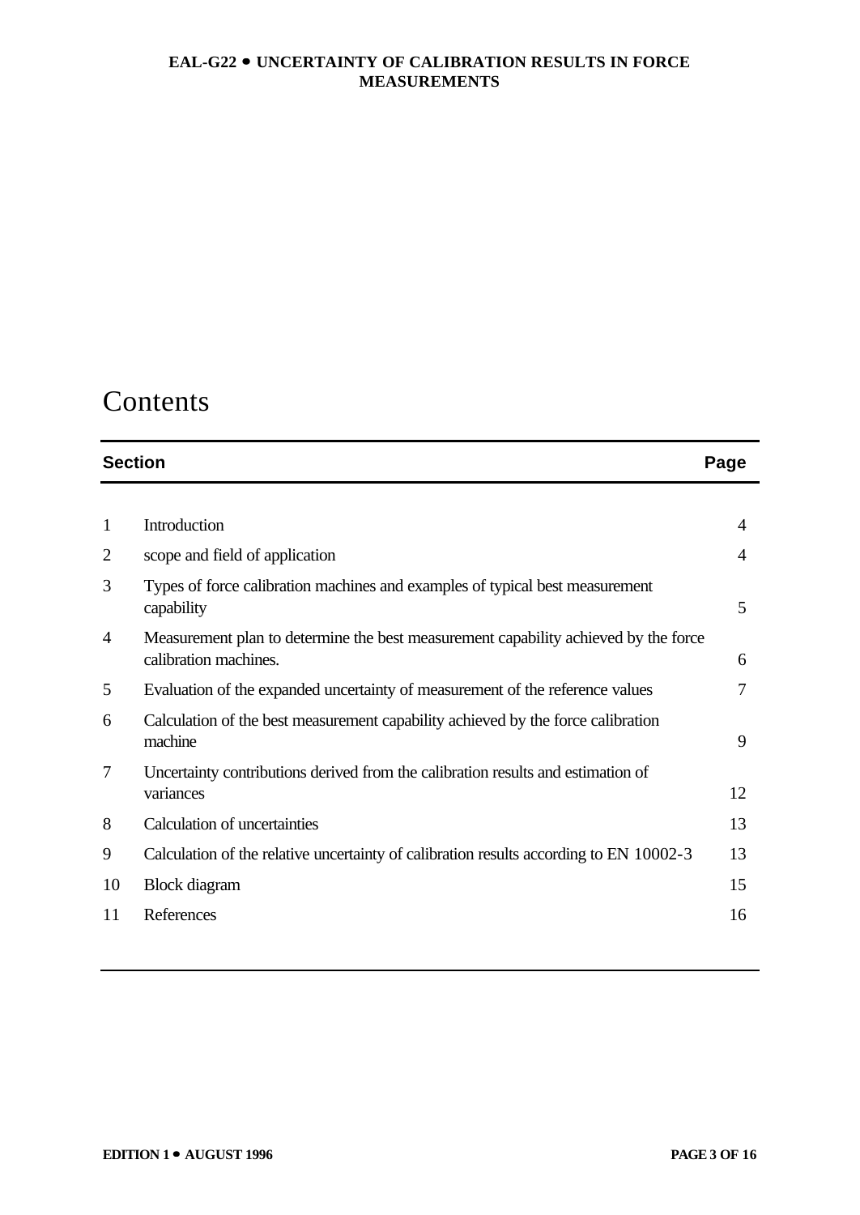# Contents

| Section | | Page |
|---|---|---|
| 1 | Introduction | 4 |
| 2 | scope and field of application | 4 |
| 3 | Types of force calibration machines and examples of typical best measurement capability | 5 |
| 4 | Measurement plan to determine the best measurement capability achieved by the force calibration machines. | 6 |
| 5 | Evaluation of the expanded uncertainty of measurement of the reference values | 7 |
| 6 | Calculation of the best measurement capability achieved by the force calibration machine | 9 |
| 7 | Uncertainty contributions derived from the calibration results and estimation of variances | 12 |
| 8 | Calculation of uncertainties | 13 |
| 9 | Calculation of the relative uncertainty of calibration results according to EN 10002-3 | 13 |
| 10 | Block diagram | 15 |
| 11 | References | 16 |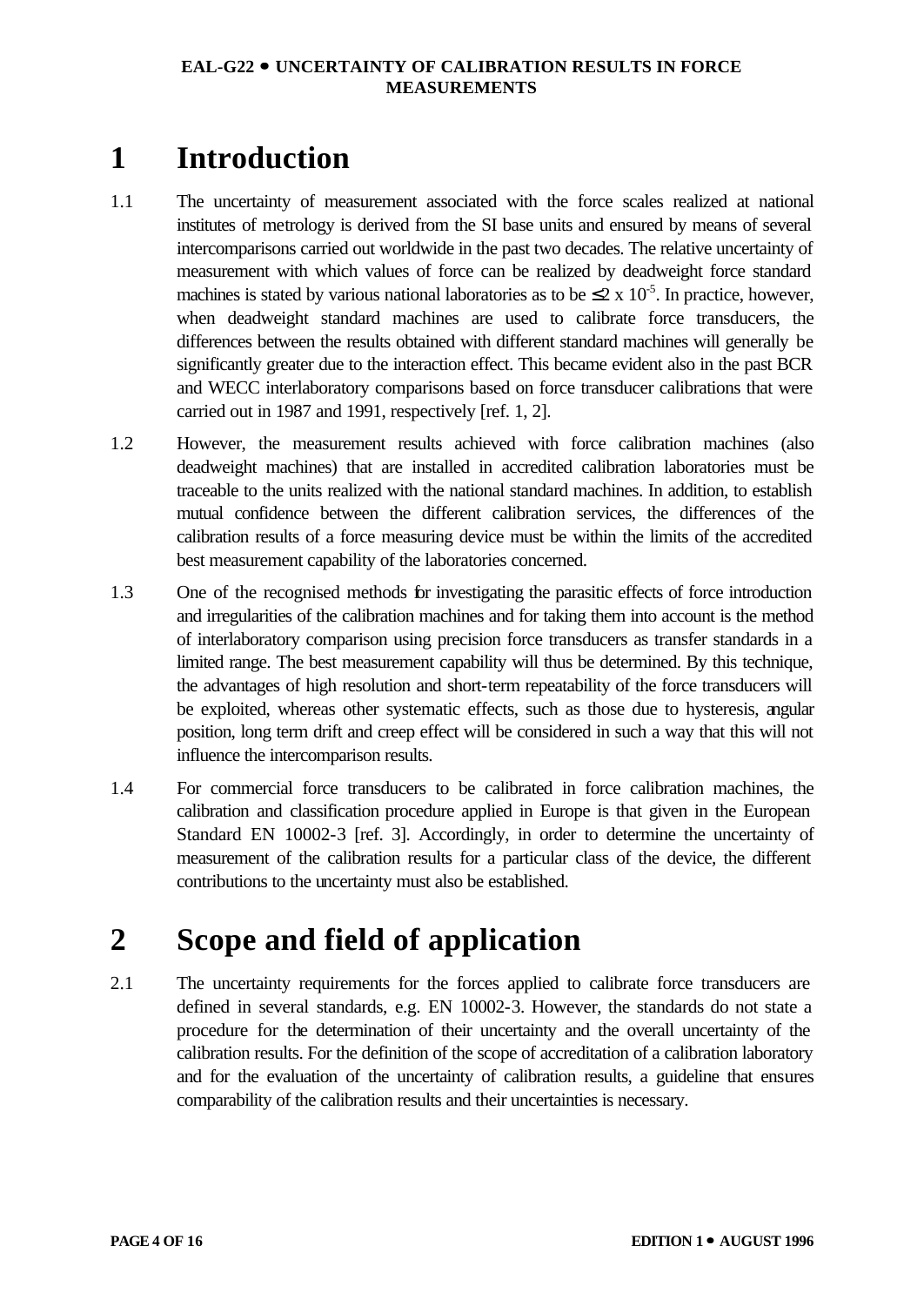# 1 Introduction

1.1 The uncertainty of measurement associated with the force scales realized at national institutes of metrology is derived from the SI base units and ensured by means of several intercomparisons carried out worldwide in the past two decades. The relative uncertainty of measurement with which values of force can be realized by deadweight force standard machines is stated by various national laboratories as to be $\leq 2 \times 10^{-5}$. In practice, however, when deadweight standard machines are used to calibrate force transducers, the differences between the results obtained with different standard machines will generally be significantly greater due to the interaction effect. This became evident also in the past BCR and WECC interlaboratory comparisons based on force transducer calibrations that were carried out in 1987 and 1991, respectively [ref. 1, 2].

1.2 However, the measurement results achieved with force calibration machines (also deadweight machines) that are installed in accredited calibration laboratories must be traceable to the units realized with the national standard machines. In addition, to establish mutual confidence between the different calibration services, the differences of the calibration results of a force measuring device must be within the limits of the accredited best measurement capability of the laboratories concerned.

1.3 One of the recognised methods for investigating the parasitic effects of force introduction and irregularities of the calibration machines and for taking them into account is the method of interlaboratory comparison using precision force transducers as transfer standards in a limited range. The best measurement capability will thus be determined. By this technique, the advantages of high resolution and short-term repeatability of the force transducers will be exploited, whereas other systematic effects, such as those due to hysteresis, angular position, long term drift and creep effect will be considered in such a way that this will not influence the intercomparison results.

1.4 For commercial force transducers to be calibrated in force calibration machines, the calibration and classification procedure applied in Europe is that given in the European Standard EN 10002-3 [ref. 3]. Accordingly, in order to determine the uncertainty of measurement of the calibration results for a particular class of the device, the different contributions to the uncertainty must also be established.

# 2 Scope and field of application

2.1 The uncertainty requirements for the forces applied to calibrate force transducers are defined in several standards, e.g. EN 10002-3. However, the standards do not state a procedure for the determination of their uncertainty and the overall uncertainty of the calibration results. For the definition of the scope of accreditation of a calibration laboratory and for the evaluation of the uncertainty of calibration results, a guideline that ensures comparability of the calibration results and their uncertainties is necessary.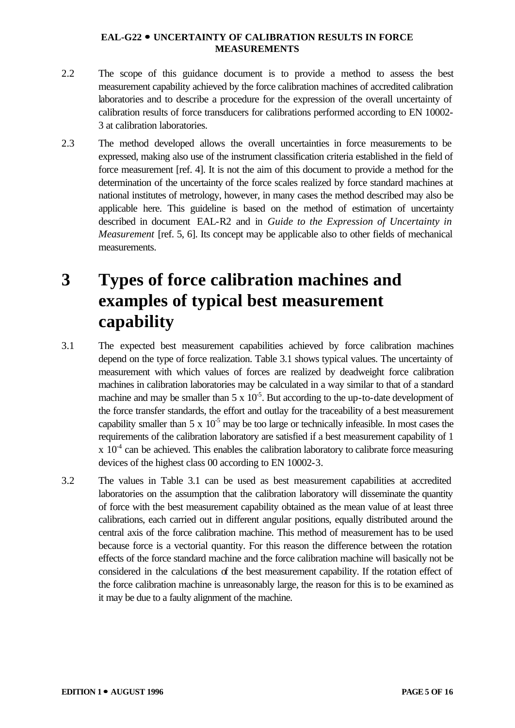2.2 The scope of this guidance document is to provide a method to assess the best measurement capability achieved by the force calibration machines of accredited calibration laboratories and to describe a procedure for the expression of the overall uncertainty of calibration results of force transducers for calibrations performed according to EN 10002-3 at calibration laboratories.

2.3 The method developed allows the overall uncertainties in force measurements to be expressed, making also use of the instrument classification criteria established in the field of force measurement [ref. 4]. It is not the aim of this document to provide a method for the determination of the uncertainty of the force scales realized by force standard machines at national institutes of metrology, however, in many cases the method described may also be applicable here. This guideline is based on the method of estimation of uncertainty described in document EAL-R2 and in *Guide to the Expression of Uncertainty in Measurement* [ref. 5, 6]. Its concept may be applicable also to other fields of mechanical measurements.

# 3 Types of force calibration machines and examples of typical best measurement capability

3.1 The expected best measurement capabilities achieved by force calibration machines depend on the type of force realization. Table 3.1 shows typical values. The uncertainty of measurement with which values of forces are realized by deadweight force calibration machines in calibration laboratories may be calculated in a way similar to that of a standard machine and may be smaller than $5 \times 10^{-5}$. But according to the up-to-date development of the force transfer standards, the effort and outlay for the traceability of a best measurement capability smaller than $5 \times 10^{-5}$ may be too large or technically infeasible. In most cases the requirements of the calibration laboratory are satisfied if a best measurement capability of $1 \times 10^{-4}$ can be achieved. This enables the calibration laboratory to calibrate force measuring devices of the highest class 00 according to EN 10002-3.

3.2 The values in Table 3.1 can be used as best measurement capabilities at accredited laboratories on the assumption that the calibration laboratory will disseminate the quantity of force with the best measurement capability obtained as the mean value of at least three calibrations, each carried out in different angular positions, equally distributed around the central axis of the force calibration machine. This method of measurement has to be used because force is a vectorial quantity. For this reason the difference between the rotation effects of the force standard machine and the force calibration machine will basically not be considered in the calculations of the best measurement capability. If the rotation effect of the force calibration machine is unreasonably large, the reason for this is to be examined as it may be due to a faulty alignment of the machine.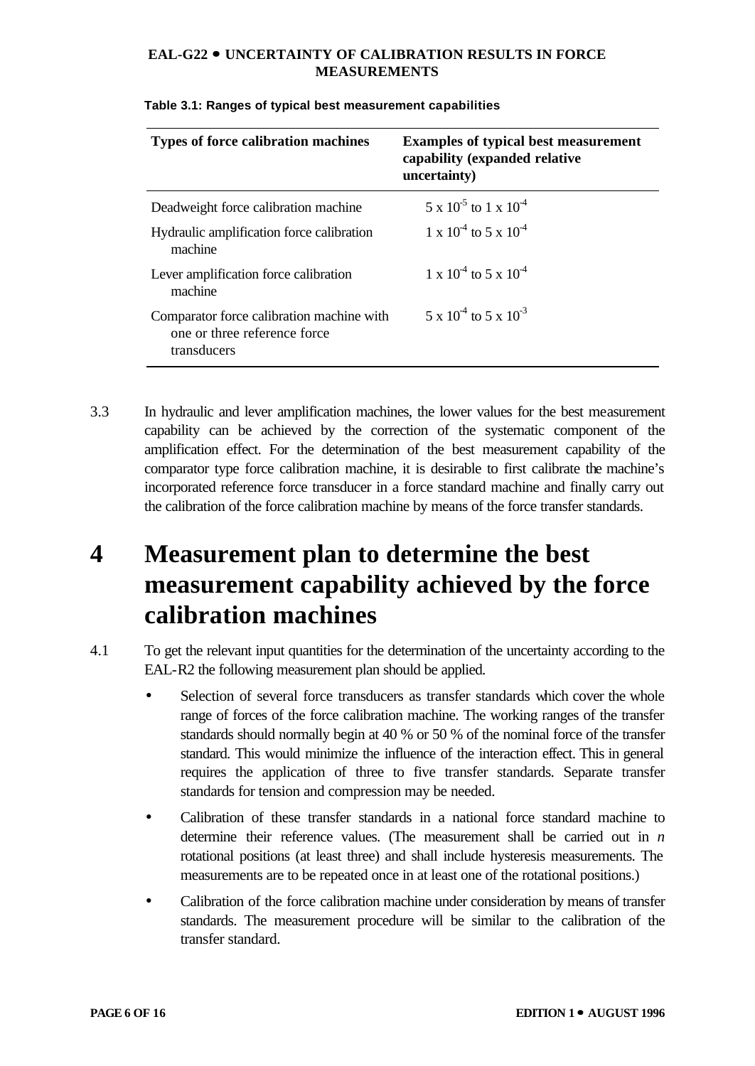**Table 3.1: Ranges of typical best measurement capabilities**

| Types of force calibration machines | Examples of typical best measurement capability (expanded relative uncertainty) |
|---|---|
| Deadweight force calibration machine | $5 \times 10^{-5}$ to $1 \times 10^{-4}$ |
| Hydraulic amplification force calibration machine | $1 \times 10^{-4}$ to $5 \times 10^{-4}$ |
| Lever amplification force calibration machine | $1 \times 10^{-4}$ to $5 \times 10^{-4}$ |
| Comparator force calibration machine with one or three reference force transducers | $5 \times 10^{-4}$ to $5 \times 10^{-3}$ |

3.3 In hydraulic and lever amplification machines, the lower values for the best measurement capability can be achieved by the correction of the systematic component of the amplification effect. For the determination of the best measurement capability of the comparator type force calibration machine, it is desirable to first calibrate the machine's incorporated reference force transducer in a force standard machine and finally carry out the calibration of the force calibration machine by means of the force transfer standards.

# 4 Measurement plan to determine the best measurement capability achieved by the force calibration machines

4.1 To get the relevant input quantities for the determination of the uncertainty according to the EAL-R2 the following measurement plan should be applied.

- Selection of several force transducers as transfer standards which cover the whole range of forces of the force calibration machine. The working ranges of the transfer standards should normally begin at 40 % or 50 % of the nominal force of the transfer standard. This would minimize the influence of the interaction effect. This in general requires the application of three to five transfer standards. Separate transfer standards for tension and compression may be needed.
- Calibration of these transfer standards in a national force standard machine to determine their reference values. (The measurement shall be carried out in $n$ rotational positions (at least three) and shall include hysteresis measurements. The measurements are to be repeated once in at least one of the rotational positions.)
- Calibration of the force calibration machine under consideration by means of transfer standards. The measurement procedure will be similar to the calibration of the transfer standard.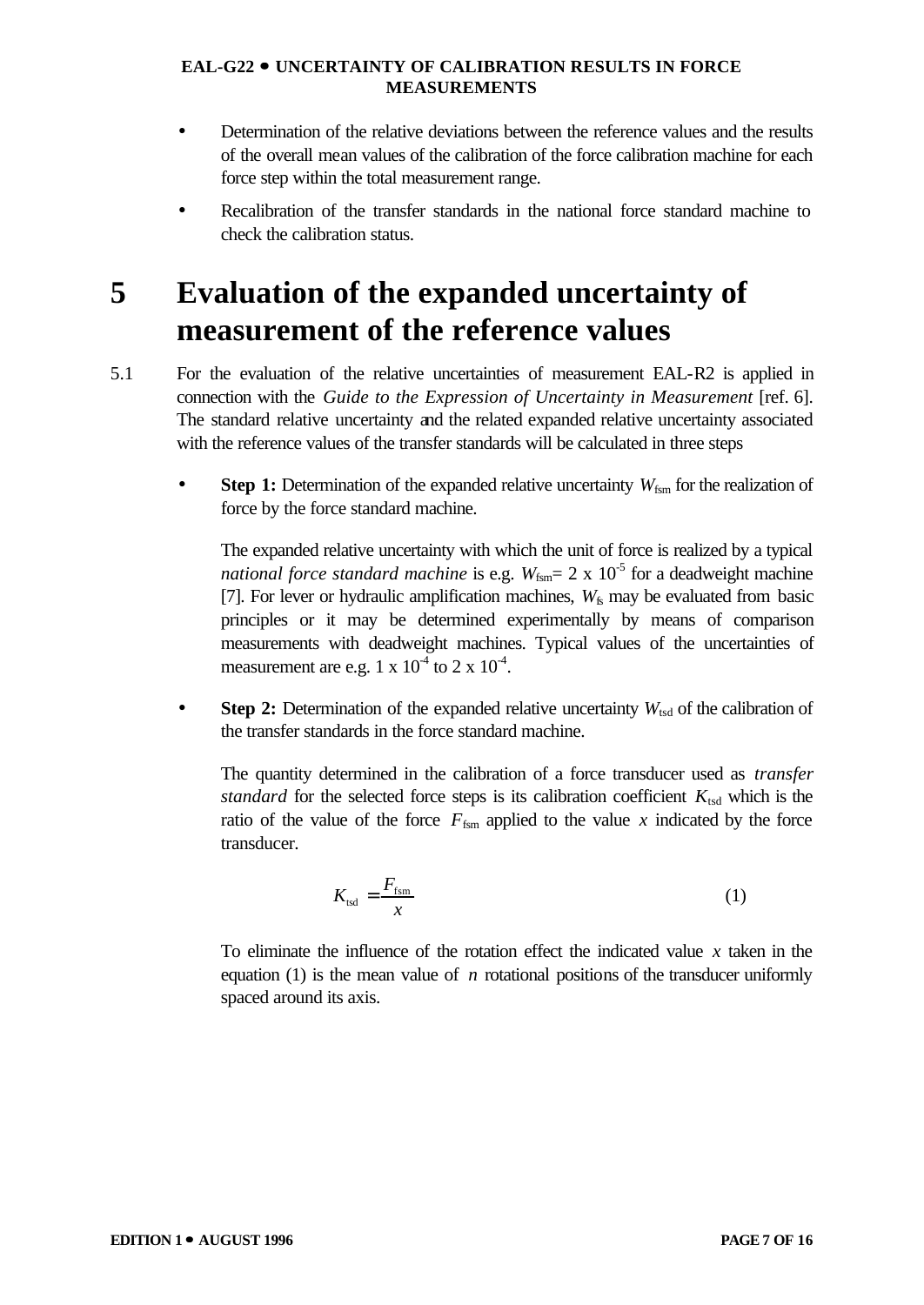- Determination of the relative deviations between the reference values and the results of the overall mean values of the calibration of the force calibration machine for each force step within the total measurement range.
- Recalibration of the transfer standards in the national force standard machine to check the calibration status.

# 5 Evaluation of the expanded uncertainty of measurement of the reference values

5.1 For the evaluation of the relative uncertainties of measurement EAL-R2 is applied in connection with the *Guide to the Expression of Uncertainty in Measurement* [ref. 6]. The standard relative uncertainty and the related expanded relative uncertainty associated with the reference values of the transfer standards will be calculated in three steps

- **Step 1:** Determination of the expanded relative uncertainty $W_{\text{fsm}}$ for the realization of force by the force standard machine.

  The expanded relative uncertainty with which the unit of force is realized by a typical *national force standard machine* is e.g. $W_{\text{fsm}} = 2 \times 10^{-5}$ for a deadweight machine [7]. For lever or hydraulic amplification machines, $W_{\text{fs}}$ may be evaluated from basic principles or it may be determined experimentally by means of comparison measurements with deadweight machines. Typical values of the uncertainties of measurement are e.g. $1 \times 10^{-4}$ to $2 \times 10^{-4}$.

- **Step 2:** Determination of the expanded relative uncertainty $W_{\text{tsd}}$ of the calibration of the transfer standards in the force standard machine.

  The quantity determined in the calibration of a force transducer used as *transfer standard* for the selected force steps is its calibration coefficient $K_{\text{tsd}}$ which is the ratio of the value of the force $F_{\text{fsm}}$ applied to the value $x$ indicated by the force transducer.

  $$K_{\text{tsd}} = \frac{F_{\text{fsm}}}{x} \qquad (1)$$

  To eliminate the influence of the rotation effect the indicated value $x$ taken in the equation (1) is the mean value of $n$ rotational positions of the transducer uniformly spaced around its axis.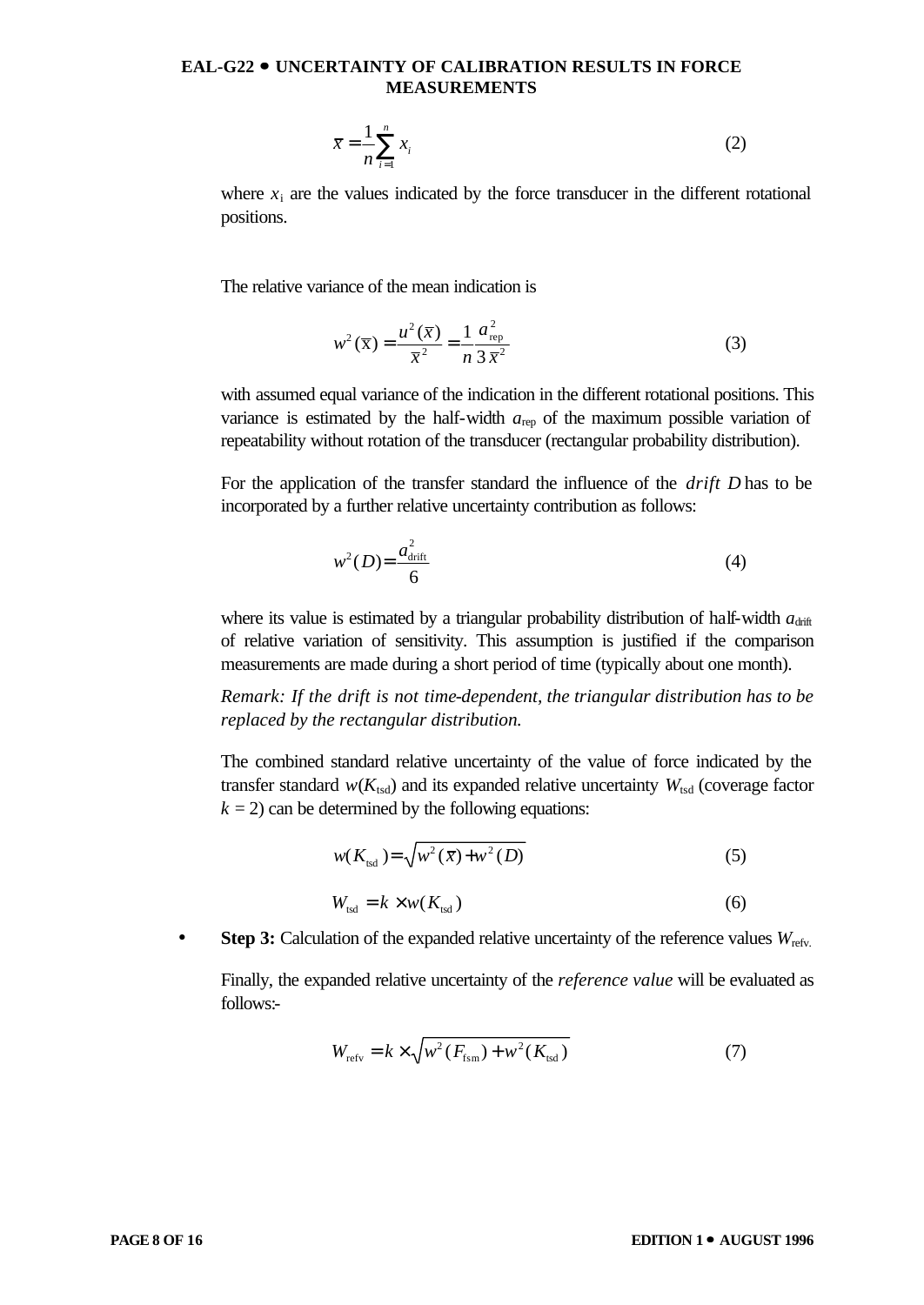$$\bar{x} = \frac{1}{n}\sum_{i=1}^{n} x_i \tag{2}$$

where $x_i$ are the values indicated by the force transducer in the different rotational positions.

The relative variance of the mean indication is

$$w^2(\bar{x}) = \frac{u^2(\bar{x})}{\bar{x}^2} = \frac{1}{n}\frac{a_{\text{rep}}^2}{3\,\bar{x}^2} \tag{3}$$

with assumed equal variance of the indication in the different rotational positions. This variance is estimated by the half-width $a_{\text{rep}}$ of the maximum possible variation of repeatability without rotation of the transducer (rectangular probability distribution).

For the application of the transfer standard the influence of the *drift* $D$ has to be incorporated by a further relative uncertainty contribution as follows:

$$w^2(D) = \frac{a_{\text{drift}}^2}{6} \tag{4}$$

where its value is estimated by a triangular probability distribution of half-width $a_{\text{drift}}$ of relative variation of sensitivity. This assumption is justified if the comparison measurements are made during a short period of time (typically about one month).

*Remark: If the drift is not time-dependent, the triangular distribution has to be replaced by the rectangular distribution.*

The combined standard relative uncertainty of the value of force indicated by the transfer standard $w(K_{\text{tsd}})$ and its expanded relative uncertainty $W_{\text{tsd}}$ (coverage factor $k = 2$) can be determined by the following equations:

$$w(K_{\text{tsd}}) = \sqrt{w^2(\bar{x}) + w^2(D)} \tag{5}$$

$$W_{\text{tsd}} = k \times w(K_{\text{tsd}}) \tag{6}$$

- **Step 3:** Calculation of the expanded relative uncertainty of the reference values $W_{\text{refv.}}$

  Finally, the expanded relative uncertainty of the *reference value* will be evaluated as follows:-

$$W_{\text{refv}} = k \times \sqrt{w^2(F_{\text{fsm}}) + w^2(K_{\text{tsd}})} \tag{7}$$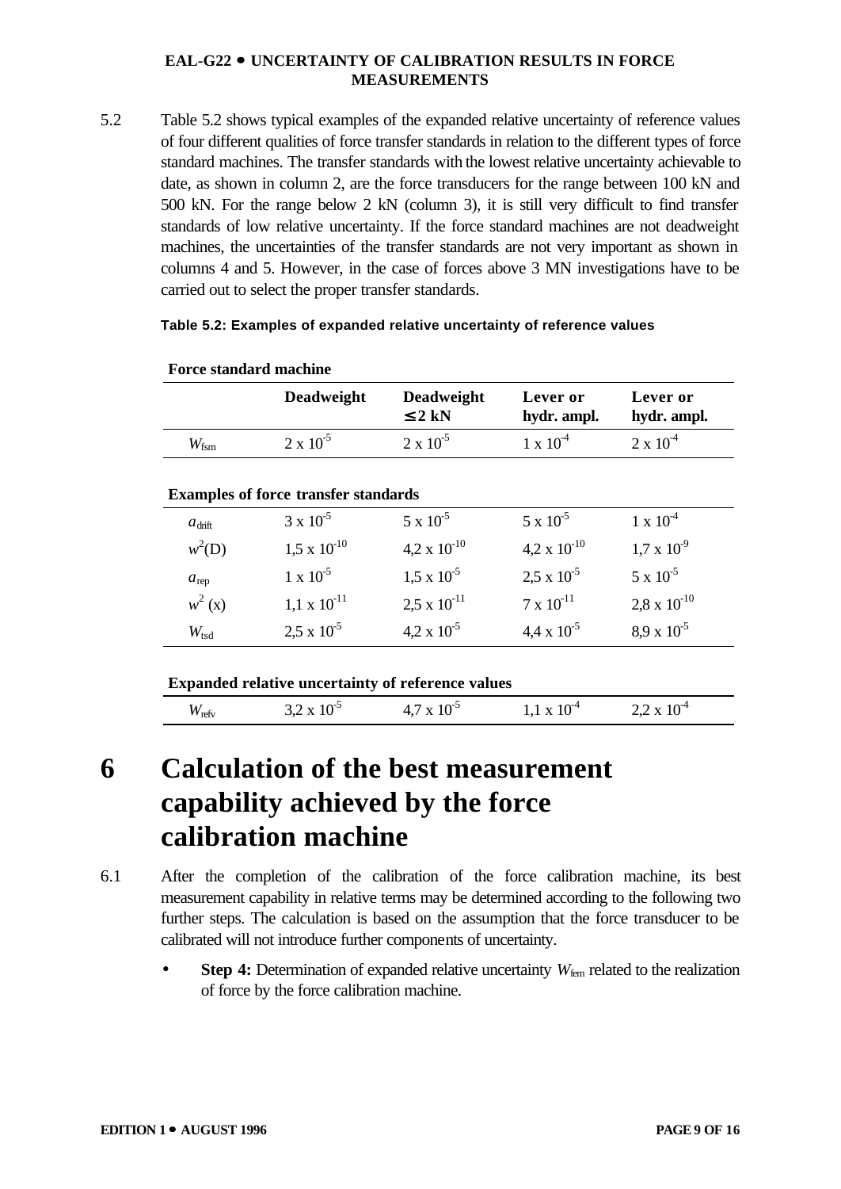5.2 Table 5.2 shows typical examples of the expanded relative uncertainty of reference values of four different qualities of force transfer standards in relation to the different types of force standard machines. The transfer standards with the lowest relative uncertainty achievable to date, as shown in column 2, are the force transducers for the range between 100 kN and 500 kN. For the range below 2 kN (column 3), it is still very difficult to find transfer standards of low relative uncertainty. If the force standard machines are not deadweight machines, the uncertainties of the transfer standards are not very important as shown in columns 4 and 5. However, in the case of forces above 3 MN investigations have to be carried out to select the proper transfer standards.

**Table 5.2: Examples of expanded relative uncertainty of reference values**

| **Force standard machine** | | | | |
|---|---|---|---|---|
| | **Deadweight** | **Deadweight ≤ 2 kN** | **Lever or hydr. ampl.** | **Lever or hydr. ampl.** |
| $W_{fsm}$ | $2 \times 10^{-5}$ | $2 \times 10^{-5}$ | $1 \times 10^{-4}$ | $2 \times 10^{-4}$ |
| **Examples of force transfer standards** | | | | |
| $a_{drift}$ | $3 \times 10^{-5}$ | $5 \times 10^{-5}$ | $5 \times 10^{-5}$ | $1 \times 10^{-4}$ |
| $w^2(D)$ | $1{,}5 \times 10^{-10}$ | $4{,}2 \times 10^{-10}$ | $4{,}2 \times 10^{-10}$ | $1{,}7 \times 10^{-9}$ |
| $a_{rep}$ | $1 \times 10^{-5}$ | $1{,}5 \times 10^{-5}$ | $2{,}5 \times 10^{-5}$ | $5 \times 10^{-5}$ |
| $w^2(x)$ | $1{,}1 \times 10^{-11}$ | $2{,}5 \times 10^{-11}$ | $7 \times 10^{-11}$ | $2{,}8 \times 10^{-10}$ |
| $W_{tsd}$ | $2{,}5 \times 10^{-5}$ | $4{,}2 \times 10^{-5}$ | $4{,}4 \times 10^{-5}$ | $8{,}9 \times 10^{-5}$ |
| **Expanded relative uncertainty of reference values** | | | | |
| $W_{refv}$ | $3{,}2 \times 10^{-5}$ | $4{,}7 \times 10^{-5}$ | $1{,}1 \times 10^{-4}$ | $2{,}2 \times 10^{-4}$ |

# 6 Calculation of the best measurement capability achieved by the force calibration machine

6.1 After the completion of the calibration of the force calibration machine, its best measurement capability in relative terms may be determined according to the following two further steps. The calculation is based on the assumption that the force transducer to be calibrated will not introduce further components of uncertainty.

- **Step 4:** Determination of expanded relative uncertainty $W_{fcm}$ related to the realization of force by the force calibration machine.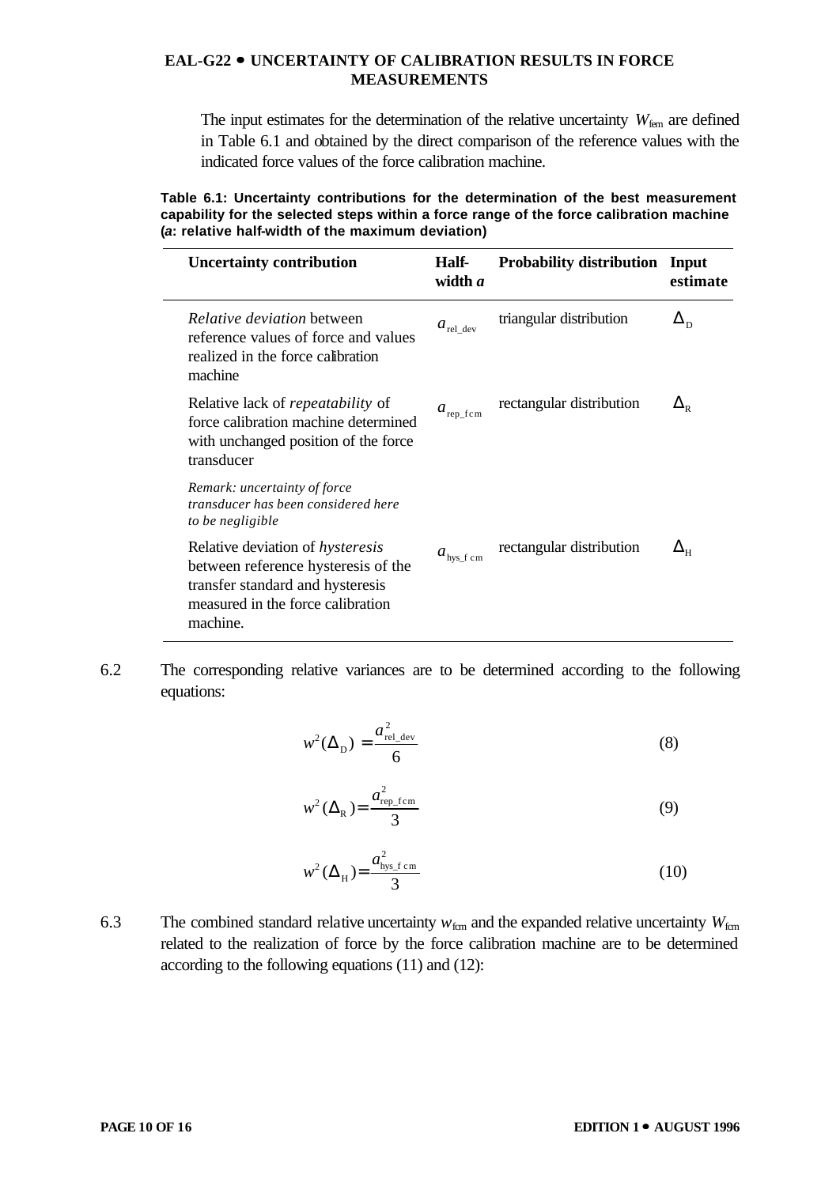The input estimates for the determination of the relative uncertainty $W_{fcm}$ are defined in Table 6.1 and obtained by the direct comparison of the reference values with the indicated force values of the force calibration machine.

**Table 6.1: Uncertainty contributions for the determination of the best measurement capability for the selected steps within a force range of the force calibration machine (*a*: relative half-width of the maximum deviation)**

| Uncertainty contribution | Half-width *a* | Probability distribution | Input estimate |
|---|---|---|---|
| *Relative deviation* between reference values of force and values realized in the force calibration machine | $a_{\text{rel\_dev}}$ | triangular distribution | $\Delta_D$ |
| Relative lack of *repeatability* of force calibration machine determined with unchanged position of the force transducer<br>*Remark: uncertainty of force transducer has been considered here to be negligible* | $a_{\text{rep\_fcm}}$ | rectangular distribution | $\Delta_R$ |
| Relative deviation of *hysteresis* between reference hysteresis of the transfer standard and hysteresis measured in the force calibration machine. | $a_{\text{hys\_fcm}}$ | rectangular distribution | $\Delta_H$ |

6.2 The corresponding relative variances are to be determined according to the following equations:

$$w^2(\Delta_D) = \frac{a^2_{\text{rel\_dev}}}{6} \tag{8}$$

$$w^2(\Delta_R) = \frac{a^2_{\text{rep\_fcm}}}{3} \tag{9}$$

$$w^2(\Delta_H) = \frac{a^2_{\text{hys\_fcm}}}{3} \tag{10}$$

6.3 The combined standard relative uncertainty $w_{fcm}$ and the expanded relative uncertainty $W_{fcm}$ related to the realization of force by the force calibration machine are to be determined according to the following equations (11) and (12):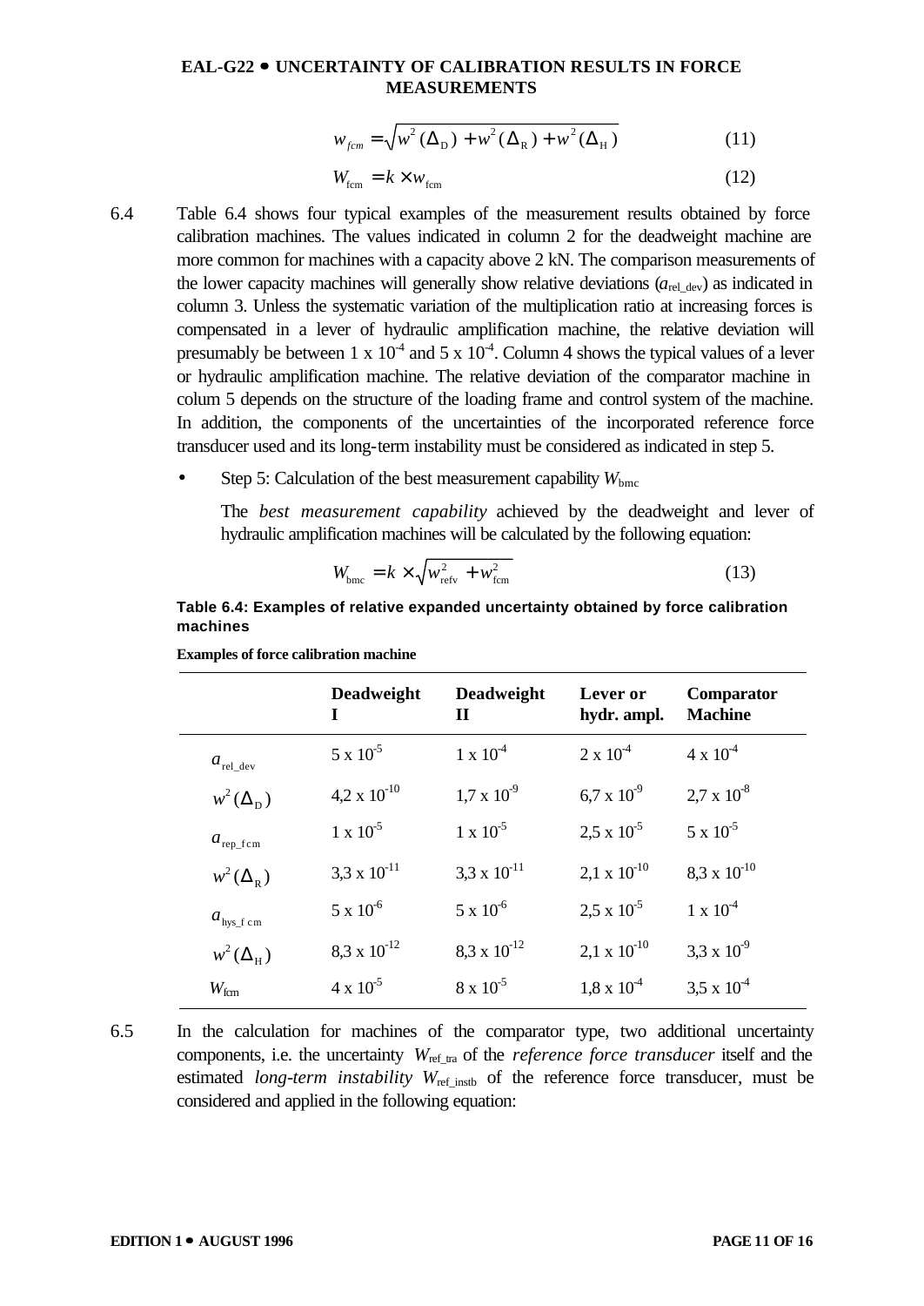$$w_{fcm} = \sqrt{w^2(\Delta_D) + w^2(\Delta_R) + w^2(\Delta_H)} \tag{11}$$

$$W_{fcm} = k \times w_{fcm} \tag{12}$$

6.4 Table 6.4 shows four typical examples of the measurement results obtained by force calibration machines. The values indicated in column 2 for the deadweight machine are more common for machines with a capacity above 2 kN. The comparison measurements of the lower capacity machines will generally show relative deviations ($a_{rel\_dev}$) as indicated in column 3. Unless the systematic variation of the multiplication ratio at increasing forces is compensated in a lever of hydraulic amplification machine, the relative deviation will presumably be between 1 x $10^{-4}$ and 5 x $10^{-4}$. Column 4 shows the typical values of a lever or hydraulic amplification machine. The relative deviation of the comparator machine in colum 5 depends on the structure of the loading frame and control system of the machine. In addition, the components of the uncertainties of the incorporated reference force transducer used and its long-term instability must be considered as indicated in step 5.

- Step 5: Calculation of the best measurement capability $W_{bmc}$

  The *best measurement capability* achieved by the deadweight and lever of hydraulic amplification machines will be calculated by the following equation:

$$W_{bmc} = k \times \sqrt{w_{refv}^2 + w_{fcm}^2} \tag{13}$$

**Table 6.4: Examples of relative expanded uncertainty obtained by force calibration machines**

**Examples of force calibration machine**

| | **Deadweight I** | **Deadweight II** | **Lever or hydr. ampl.** | **Comparator Machine** |
|---|---|---|---|---|
| $a_{rel\_dev}$ | 5 x $10^{-5}$ | 1 x $10^{-4}$ | 2 x $10^{-4}$ | 4 x $10^{-4}$ |
| $w^2(\Delta_D)$ | 4,2 x $10^{-10}$ | 1,7 x $10^{-9}$ | 6,7 x $10^{-9}$ | 2,7 x $10^{-8}$ |
| $a_{rep\_fcm}$ | 1 x $10^{-5}$ | 1 x $10^{-5}$ | 2,5 x $10^{-5}$ | 5 x $10^{-5}$ |
| $w^2(\Delta_R)$ | 3,3 x $10^{-11}$ | 3,3 x $10^{-11}$ | 2,1 x $10^{-10}$ | 8,3 x $10^{-10}$ |
| $a_{hys\_fcm}$ | 5 x $10^{-6}$ | 5 x $10^{-6}$ | 2,5 x $10^{-5}$ | 1 x $10^{-4}$ |
| $w^2(\Delta_H)$ | 8,3 x $10^{-12}$ | 8,3 x $10^{-12}$ | 2,1 x $10^{-10}$ | 3,3 x $10^{-9}$ |
| $W_{fcm}$ | 4 x $10^{-5}$ | 8 x $10^{-5}$ | 1,8 x $10^{-4}$ | 3,5 x $10^{-4}$ |

6.5 In the calculation for machines of the comparator type, two additional uncertainty components, i.e. the uncertainty $W_{ref\_tra}$ of the *reference force transducer* itself and the estimated *long-term instability* $W_{ref\_instb}$ of the reference force transducer, must be considered and applied in the following equation: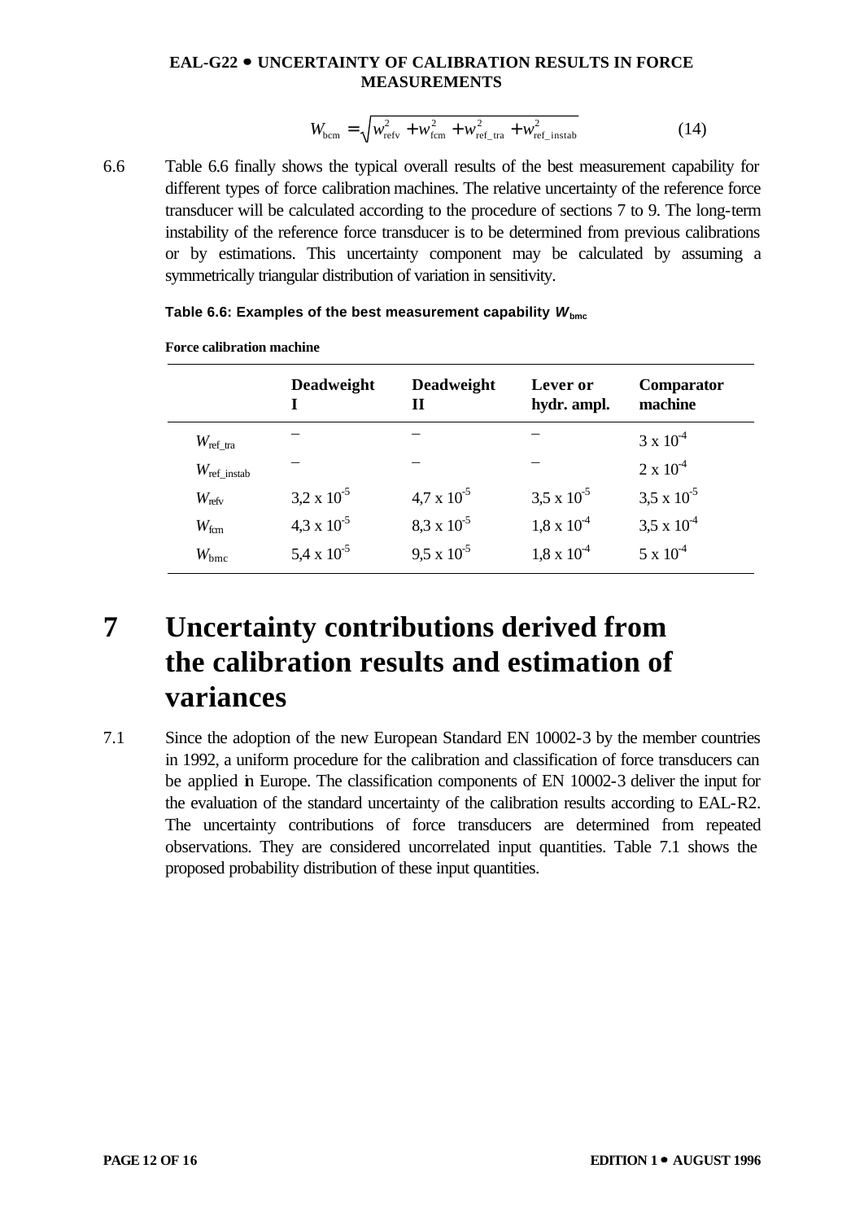$$W_{\text{bcm}} = \sqrt{w_{\text{refv}}^2 + w_{\text{fcm}}^2 + w_{\text{ref\_tra}}^2 + w_{\text{ref\_instab}}^2} \qquad (14)$$

6.6 Table 6.6 finally shows the typical overall results of the best measurement capability for different types of force calibration machines. The relative uncertainty of the reference force transducer will be calculated according to the procedure of sections 7 to 9. The long-term instability of the reference force transducer is to be determined from previous calibrations or by estimations. This uncertainty component may be calculated by assuming a symmetrically triangular distribution of variation in sensitivity.

**Table 6.6: Examples of the best measurement capability $W_{\text{bmc}}$**

**Force calibration machine**

| | Deadweight I | Deadweight II | Lever or hydr. ampl. | Comparator machine |
|---|---|---|---|---|
| $W_{\text{ref\_tra}}$ | – | – | – | 3 x $10^{-4}$ |
| $W_{\text{ref\_instab}}$ | – | – | – | 2 x $10^{-4}$ |
| $W_{\text{refv}}$ | 3,2 x $10^{-5}$ | 4,7 x $10^{-5}$ | 3,5 x $10^{-5}$ | 3,5 x $10^{-5}$ |
| $W_{\text{fcm}}$ | 4,3 x $10^{-5}$ | 8,3 x $10^{-5}$ | 1,8 x $10^{-4}$ | 3,5 x $10^{-4}$ |
| $W_{\text{bmc}}$ | 5,4 x $10^{-5}$ | 9,5 x $10^{-5}$ | 1,8 x $10^{-4}$ | 5 x $10^{-4}$ |

# 7 Uncertainty contributions derived from the calibration results and estimation of variances

7.1 Since the adoption of the new European Standard EN 10002-3 by the member countries in 1992, a uniform procedure for the calibration and classification of force transducers can be applied in Europe. The classification components of EN 10002-3 deliver the input for the evaluation of the standard uncertainty of the calibration results according to EAL-R2. The uncertainty contributions of force transducers are determined from repeated observations. They are considered uncorrelated input quantities. Table 7.1 shows the proposed probability distribution of these input quantities.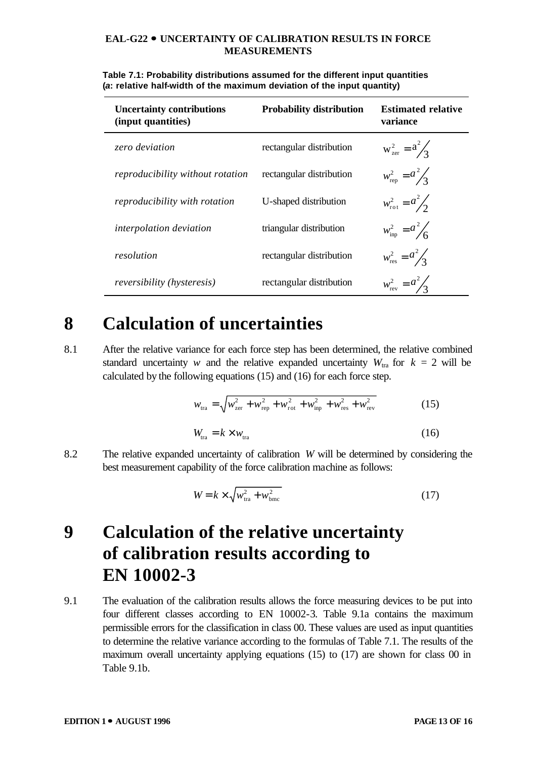**Table 7.1: Probability distributions assumed for the different input quantities (*a*: relative half-width of the maximum deviation of the input quantity)**

| Uncertainty contributions (input quantities) | Probability distribution | Estimated relative variance |
|---|---|---|
| *zero deviation* | rectangular distribution | $w_{zer}^2 = a^2/3$ |
| *reproducibility without rotation* | rectangular distribution | $w_{rep}^2 = a^2/3$ |
| *reproducibility with rotation* | U-shaped distribution | $w_{rot}^2 = a^2/2$ |
| *interpolation deviation* | triangular distribution | $w_{inp}^2 = a^2/6$ |
| *resolution* | rectangular distribution | $w_{res}^2 = a^2/3$ |
| *reversibility (hysteresis)* | rectangular distribution | $w_{rev}^2 = a^2/3$ |

# 8 Calculation of uncertainties

8.1 After the relative variance for each force step has been determined, the relative combined standard uncertainty $w$ and the relative expanded uncertainty $W_{tra}$ for $k = 2$ will be calculated by the following equations (15) and (16) for each force step.

$$w_{tra} = \sqrt{w_{zer}^2 + w_{rep}^2 + w_{rot}^2 + w_{inp}^2 + w_{res}^2 + w_{rev}^2} \qquad (15)$$

$$W_{tra} = k \times w_{tra} \qquad (16)$$

8.2 The relative expanded uncertainty of calibration $W$ will be determined by considering the best measurement capability of the force calibration machine as follows:

$$W = k \times \sqrt{w_{tra}^2 + w_{bmc}^2} \qquad (17)$$

# 9 Calculation of the relative uncertainty of calibration results according to EN 10002-3

9.1 The evaluation of the calibration results allows the force measuring devices to be put into four different classes according to EN 10002-3. Table 9.1a contains the maximum permissible errors for the classification in class 00. These values are used as input quantities to determine the relative variance according to the formulas of Table 7.1. The results of the maximum overall uncertainty applying equations (15) to (17) are shown for class 00 in Table 9.1b.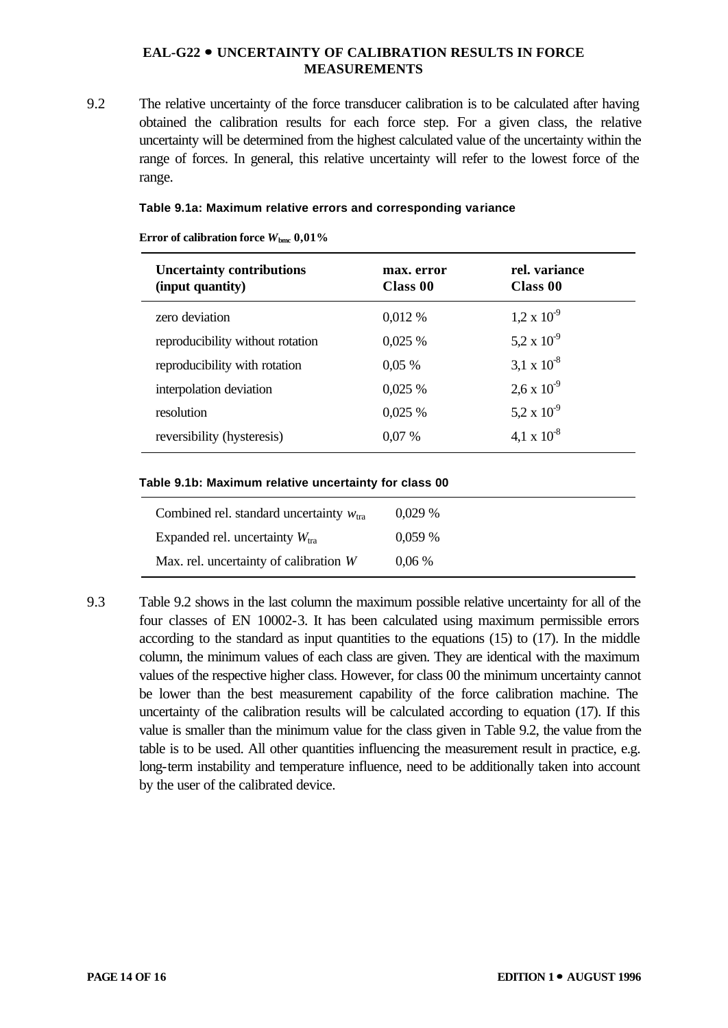9.2 The relative uncertainty of the force transducer calibration is to be calculated after having obtained the calibration results for each force step. For a given class, the relative uncertainty will be determined from the highest calculated value of the uncertainty within the range of forces. In general, this relative uncertainty will refer to the lowest force of the range.

**Table 9.1a: Maximum relative errors and corresponding variance**

**Error of calibration force $W_{bmc}$ 0,01%**

| Uncertainty contributions (input quantity) | max. error Class 00 | rel. variance Class 00 |
|---|---|---|
| zero deviation | 0,012 % | $1,2 \times 10^{-9}$ |
| reproducibility without rotation | 0,025 % | $5,2 \times 10^{-9}$ |
| reproducibility with rotation | 0,05 % | $3,1 \times 10^{-8}$ |
| interpolation deviation | 0,025 % | $2,6 \times 10^{-9}$ |
| resolution | 0,025 % | $5,2 \times 10^{-9}$ |
| reversibility (hysteresis) | 0,07 % | $4,1 \times 10^{-8}$ |

**Table 9.1b: Maximum relative uncertainty for class 00**

| | |
|---|---|
| Combined rel. standard uncertainty $w_{tra}$ | 0,029 % |
| Expanded rel. uncertainty $W_{tra}$ | 0,059 % |
| Max. rel. uncertainty of calibration $W$ | 0,06 % |

9.3 Table 9.2 shows in the last column the maximum possible relative uncertainty for all of the four classes of EN 10002-3. It has been calculated using maximum permissible errors according to the standard as input quantities to the equations (15) to (17). In the middle column, the minimum values of each class are given. They are identical with the maximum values of the respective higher class. However, for class 00 the minimum uncertainty cannot be lower than the best measurement capability of the force calibration machine. The uncertainty of the calibration results will be calculated according to equation (17). If this value is smaller than the minimum value for the class given in Table 9.2, the value from the table is to be used. All other quantities influencing the measurement result in practice, e.g. long-term instability and temperature influence, need to be additionally taken into account by the user of the calibrated device.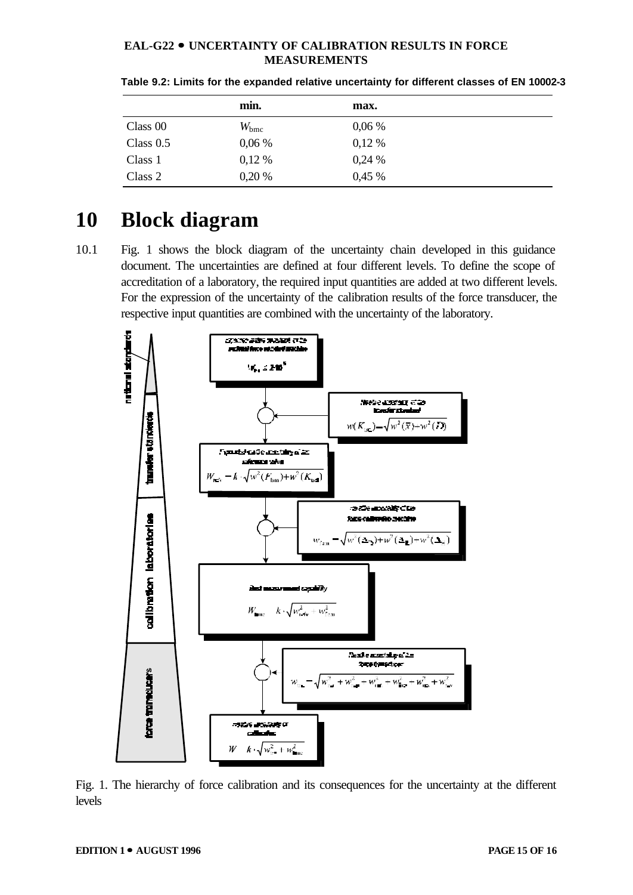**Table 9.2: Limits for the expanded relative uncertainty for different classes of EN 10002-3**

| | min. | max. |
|---|---|---|
| Class 00 | $W_{\text{bmc}}$ | 0,06 % |
| Class 0.5 | 0,06 % | 0,12 % |
| Class 1 | 0,12 % | 0,24 % |
| Class 2 | 0,20 % | 0,45 % |

# 10 Block diagram

10.1 Fig. 1 shows the block diagram of the uncertainty chain developed in this guidance document. The uncertainties are defined at four different levels. To define the scope of accreditation of a laboratory, the required input quantities are added at two different levels. For the expression of the uncertainty of the calibration results of the force transducer, the respective input quantities are combined with the uncertainty of the laboratory.

national standards | transfer standards | calibration laboratories | force transducers

expanded relative uncertainty of the national force standard machine: $W_{\text{fsm}} \leq 2 \cdot 10^{-5}$

relative uncertainty of the transfer standard: $w(K_{\text{tsd}}) = \sqrt{w^2(\bar{X}) + w^2(D)}$

Expanded relative uncertainty of the reference value: $W_{\text{ref}} = k \cdot \sqrt{w^2(F_{\text{fsm}}) + w^2(K_{\text{tsd}})}$

relative uncertainty of the force calibration machine: $w_{\text{fcm}} = \sqrt{w^2(\Delta_{\text{rp}}) + w^2(\Delta_{\text{R}}) + w^2(\Delta_{\text{...}})}$

Best measurement capability: $W_{\text{bmc}} = k \cdot \sqrt{w_{\text{ref}}^2 + w_{\text{fcm}}^2}$

Relative uncertainty of the force transducer: $w_{\text{ftr}} = \sqrt{w_{\text{...}}^2 + w_{\text{...}}^2 + w_{\text{...}}^2 + w_{\text{...}}^2 + w_{\text{...}}^2 + w_{\text{...}}^2}$

relative uncertainty of calibration: $W = k \cdot \sqrt{w_{\text{ftr}}^2 + w_{\text{bmc}}^2}$

Fig. 1. The hierarchy of force calibration and its consequences for the uncertainty at the different levels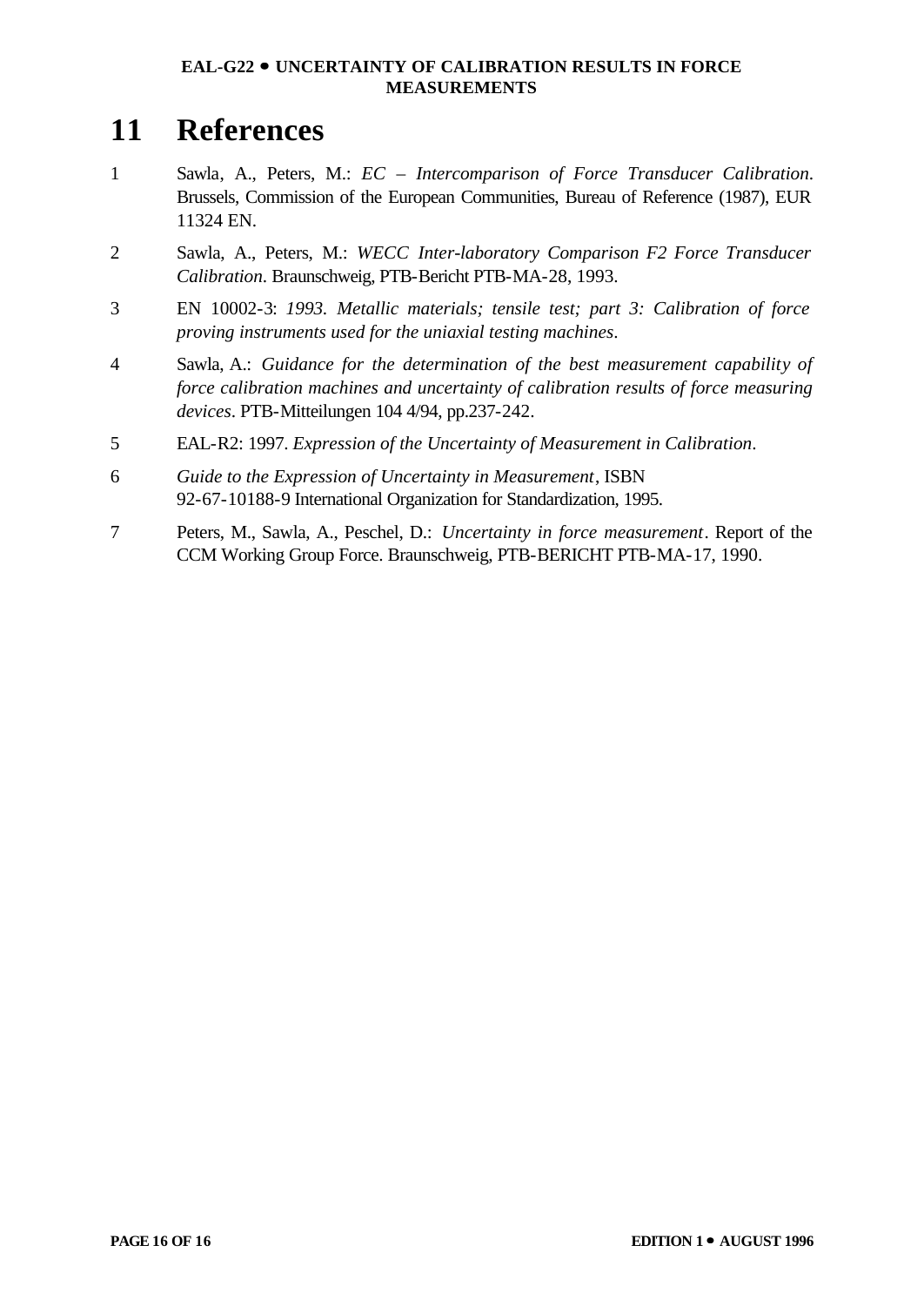# 11 References

1. Sawla, A., Peters, M.: *EC – Intercomparison of Force Transducer Calibration*. Brussels, Commission of the European Communities, Bureau of Reference (1987), EUR 11324 EN.

2. Sawla, A., Peters, M.: *WECC Inter-laboratory Comparison F2 Force Transducer Calibration*. Braunschweig, PTB-Bericht PTB-MA-28, 1993.

3. EN 10002-3: *1993. Metallic materials; tensile test; part 3: Calibration of force proving instruments used for the uniaxial testing machines*.

4. Sawla, A.: *Guidance for the determination of the best measurement capability of force calibration machines and uncertainty of calibration results of force measuring devices*. PTB-Mitteilungen 104 4/94, pp.237-242.

5. EAL-R2: 1997. *Expression of the Uncertainty of Measurement in Calibration*.

6. *Guide to the Expression of Uncertainty in Measurement*, ISBN 92-67-10188-9 International Organization for Standardization, 1995.

7. Peters, M., Sawla, A., Peschel, D.: *Uncertainty in force measurement*. Report of the CCM Working Group Force. Braunschweig, PTB-BERICHT PTB-MA-17, 1990.